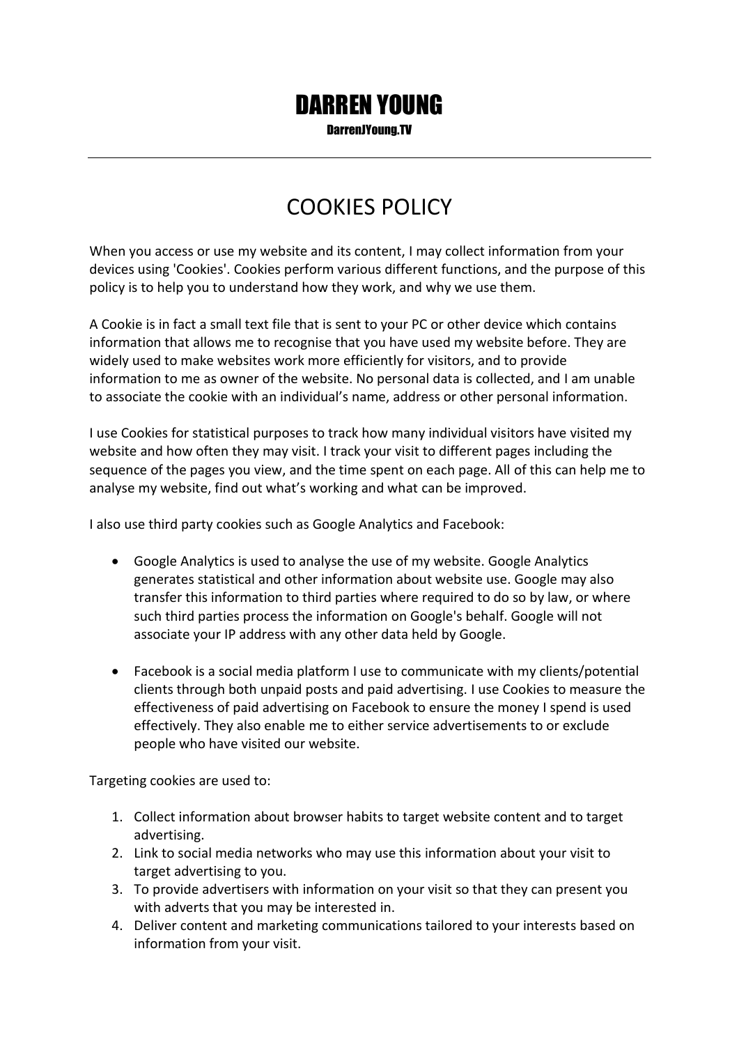# DARREN YOUNG

**DarrenJYoung.TV**

---

## COOKIES POLICY

When you access or use my website and its content, I may collect information from your devices using 'Cookies'. Cookies perform various different functions, and the purpose of this policy is to help you to understand how they work, and why we use them.

A Cookie is in fact a small text file that is sent to your PC or other device which contains information that allows me to recognise that you have used my website before. They are widely used to make websites work more efficiently for visitors, and to provide information to me as owner of the website. No personal data is collected, and I am unable to associate the cookie with an individual's name, address or other personal information.

I use Cookies for statistical purposes to track how many individual visitors have visited my website and how often they may visit. I track your visit to different pages including the sequence of the pages you view, and the time spent on each page. All of this can help me to analyse my website, find out what's working and what can be improved.

I also use third party cookies such as Google Analytics and Facebook:

- Google Analytics is used to analyse the use of my website. Google Analytics generates statistical and other information about website use. Google may also transfer this information to third parties where required to do so by law, or where such third parties process the information on Google's behalf. Google will not associate your IP address with any other data held by Google.

- Facebook is a social media platform I use to communicate with my clients/potential clients through both unpaid posts and paid advertising. I use Cookies to measure the effectiveness of paid advertising on Facebook to ensure the money I spend is used effectively. They also enable me to either service advertisements to or exclude people who have visited our website.

Targeting cookies are used to:

1. Collect information about browser habits to target website content and to target advertising.
2. Link to social media networks who may use this information about your visit to target advertising to you.
3. To provide advertisers with information on your visit so that they can present you with adverts that you may be interested in.
4. Deliver content and marketing communications tailored to your interests based on information from your visit.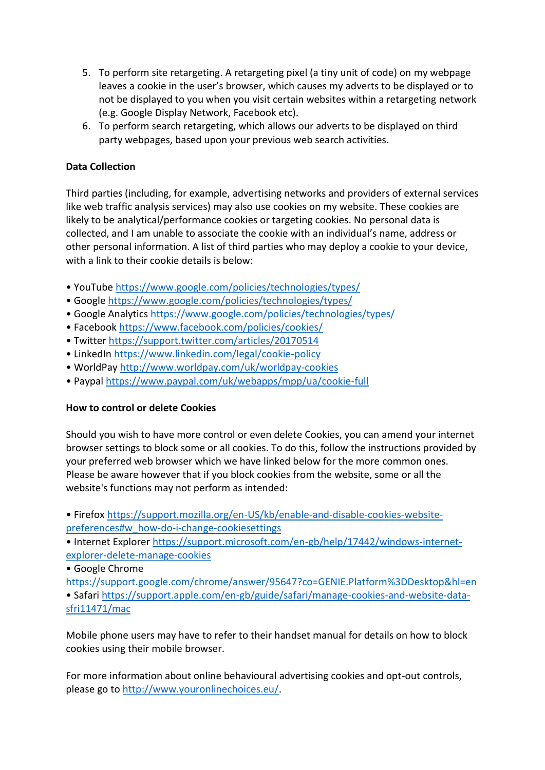5. To perform site retargeting. A retargeting pixel (a tiny unit of code) on my webpage leaves a cookie in the user's browser, which causes my adverts to be displayed or to not be displayed to you when you visit certain websites within a retargeting network (e.g. Google Display Network, Facebook etc).
6. To perform search retargeting, which allows our adverts to be displayed on third party webpages, based upon your previous web search activities.

**Data Collection**

Third parties (including, for example, advertising networks and providers of external services like web traffic analysis services) may also use cookies on my website. These cookies are likely to be analytical/performance cookies or targeting cookies. No personal data is collected, and I am unable to associate the cookie with an individual's name, address or other personal information. A list of third parties who may deploy a cookie to your device, with a link to their cookie details is below:

- YouTube https://www.google.com/policies/technologies/types/
- Google https://www.google.com/policies/technologies/types/
- Google Analytics https://www.google.com/policies/technologies/types/
- Facebook https://www.facebook.com/policies/cookies/
- Twitter https://support.twitter.com/articles/20170514
- LinkedIn https://www.linkedin.com/legal/cookie-policy
- WorldPay http://www.worldpay.com/uk/worldpay-cookies
- Paypal https://www.paypal.com/uk/webapps/mpp/ua/cookie-full

**How to control or delete Cookies**

Should you wish to have more control or even delete Cookies, you can amend your internet browser settings to block some or all cookies. To do this, follow the instructions provided by your preferred web browser which we have linked below for the more common ones. Please be aware however that if you block cookies from the website, some or all the website's functions may not perform as intended:

- Firefox https://support.mozilla.org/en-US/kb/enable-and-disable-cookies-website-preferences#w_how-do-i-change-cookiesettings
- Internet Explorer https://support.microsoft.com/en-gb/help/17442/windows-internet-explorer-delete-manage-cookies
- Google Chrome https://support.google.com/chrome/answer/95647?co=GENIE.Platform%3DDesktop&hl=en
- Safari https://support.apple.com/en-gb/guide/safari/manage-cookies-and-website-data-sfri11471/mac

Mobile phone users may have to refer to their handset manual for details on how to block cookies using their mobile browser.

For more information about online behavioural advertising cookies and opt-out controls, please go to http://www.youronlinechoices.eu/.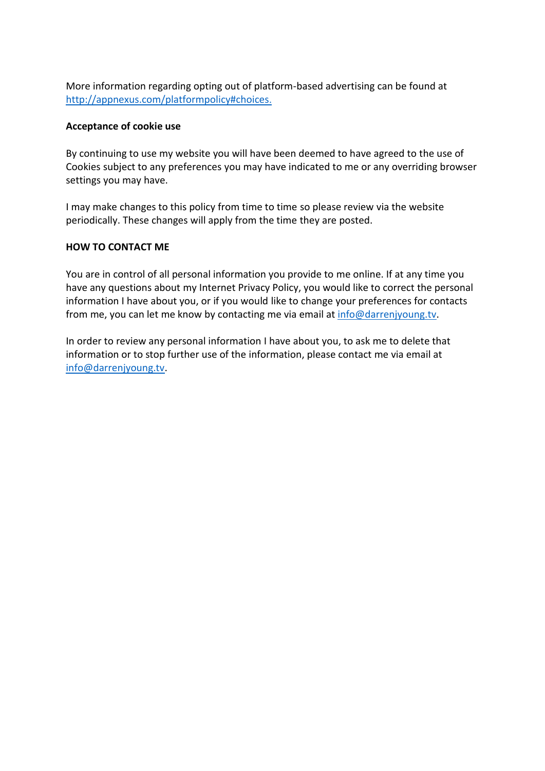More information regarding opting out of platform-based advertising can be found at [http://appnexus.com/platformpolicy#choices.](http://appnexus.com/platformpolicy#choices)

**Acceptance of cookie use**

By continuing to use my website you will have been deemed to have agreed to the use of Cookies subject to any preferences you may have indicated to me or any overriding browser settings you may have.

I may make changes to this policy from time to time so please review via the website periodically. These changes will apply from the time they are posted.

**HOW TO CONTACT ME**

You are in control of all personal information you provide to me online. If at any time you have any questions about my Internet Privacy Policy, you would like to correct the personal information I have about you, or if you would like to change your preferences for contacts from me, you can let me know by contacting me via email at [info@darrenjyoung.tv](mailto:info@darrenjyoung.tv).

In order to review any personal information I have about you, to ask me to delete that information or to stop further use of the information, please contact me via email at [info@darrenjyoung.tv](mailto:info@darrenjyoung.tv).